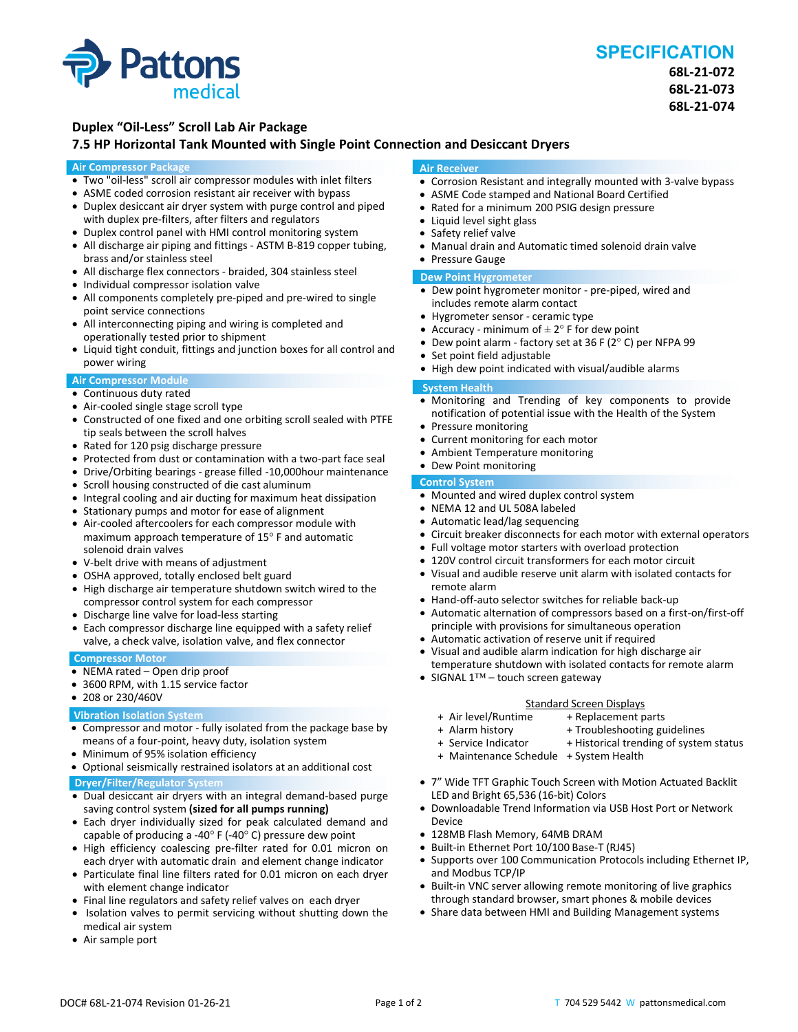# SPECIFICATION

**68L-21-072**
**68L-21-073**
**68L-21-074**

## Duplex "Oil-Less" Scroll Lab Air Package
## 7.5 HP Horizontal Tank Mounted with Single Point Connection and Desiccant Dryers

### Air Compressor Package

- Two "oil-less" scroll air compressor modules with inlet filters
- ASME coded corrosion resistant air receiver with bypass
- Duplex desiccant air dryer system with purge control and piped with duplex pre-filters, after filters and regulators
- Duplex control panel with HMI control monitoring system
- All discharge air piping and fittings - ASTM B-819 copper tubing, brass and/or stainless steel
- All discharge flex connectors - braided, 304 stainless steel
- Individual compressor isolation valve
- All components completely pre-piped and pre-wired to single point service connections
- All interconnecting piping and wiring is completed and operationally tested prior to shipment
- Liquid tight conduit, fittings and junction boxes for all control and power wiring

### Air Compressor Module

- Continuous duty rated
- Air-cooled single stage scroll type
- Constructed of one fixed and one orbiting scroll sealed with PTFE tip seals between the scroll halves
- Rated for 120 psig discharge pressure
- Protected from dust or contamination with a two-part face seal
- Drive/Orbiting bearings - grease filled -10,000hour maintenance
- Scroll housing constructed of die cast aluminum
- Integral cooling and air ducting for maximum heat dissipation
- Stationary pumps and motor for ease of alignment
- Air-cooled aftercoolers for each compressor module with maximum approach temperature of 15° F and automatic solenoid drain valves
- V-belt drive with means of adjustment
- OSHA approved, totally enclosed belt guard
- High discharge air temperature shutdown switch wired to the compressor control system for each compressor
- Discharge line valve for load-less starting
- Each compressor discharge line equipped with a safety relief valve, a check valve, isolation valve, and flex connector

### Compressor Motor

- NEMA rated – Open drip proof
- 3600 RPM, with 1.15 service factor
- 208 or 230/460V

### Vibration Isolation System

- Compressor and motor - fully isolated from the package base by means of a four-point, heavy duty, isolation system
- Minimum of 95% isolation efficiency
- Optional seismically restrained isolators at an additional cost

### Dryer/Filter/Regulator System

- Dual desiccant air dryers with an integral demand-based purge saving control system **(sized for all pumps running)**
- Each dryer individually sized for peak calculated demand and capable of producing a -40° F (-40° C) pressure dew point
- High efficiency coalescing pre-filter rated for 0.01 micron on each dryer with automatic drain and element change indicator
- Particulate final line filters rated for 0.01 micron on each dryer with element change indicator
- Final line regulators and safety relief valves on each dryer
- Isolation valves to permit servicing without shutting down the medical air system
- Air sample port

### Air Receiver

- Corrosion Resistant and integrally mounted with 3-valve bypass
- ASME Code stamped and National Board Certified
- Rated for a minimum 200 PSIG design pressure
- Liquid level sight glass
- Safety relief valve
- Manual drain and Automatic timed solenoid drain valve
- Pressure Gauge

### Dew Point Hygrometer

- Dew point hygrometer monitor - pre-piped, wired and includes remote alarm contact
- Hygrometer sensor - ceramic type
- Accuracy - minimum of ± 2° F for dew point
- Dew point alarm - factory set at 36 F (2° C) per NFPA 99
- Set point field adjustable
- High dew point indicated with visual/audible alarms

### System Health

- Monitoring and Trending of key components to provide notification of potential issue with the Health of the System
- Pressure monitoring
- Current monitoring for each motor
- Ambient Temperature monitoring
- Dew Point monitoring

### Control System

- Mounted and wired duplex control system
- NEMA 12 and UL 508A labeled
- Automatic lead/lag sequencing
- Circuit breaker disconnects for each motor with external operators
- Full voltage motor starters with overload protection
- 120V control circuit transformers for each motor circuit
- Visual and audible reserve unit alarm with isolated contacts for remote alarm
- Hand-off-auto selector switches for reliable back-up
- Automatic alternation of compressors based on a first-on/first-off principle with provisions for simultaneous operation
- Automatic activation of reserve unit if required
- Visual and audible alarm indication for high discharge air temperature shutdown with isolated contacts for remote alarm
- SIGNAL 1™ – touch screen gateway

Standard Screen Displays

- + Air level/Runtime
- + Alarm history
- + Service Indicator
- + Maintenance Schedule
- + Replacement parts
- + Troubleshooting guidelines
- + Historical trending of system status
- + System Health

- 7" Wide TFT Graphic Touch Screen with Motion Actuated Backlit LED and Bright 65,536 (16-bit) Colors
- Downloadable Trend Information via USB Host Port or Network Device
- 128MB Flash Memory, 64MB DRAM
- Built-in Ethernet Port 10/100 Base-T (RJ45)
- Supports over 100 Communication Protocols including Ethernet IP, and Modbus TCP/IP
- Built-in VNC server allowing remote monitoring of live graphics through standard browser, smart phones & mobile devices
- Share data between HMI and Building Management systems

DOC# 68L-21-074 Revision 01-26-21

T 704 529 5442 W pattonsmedical.com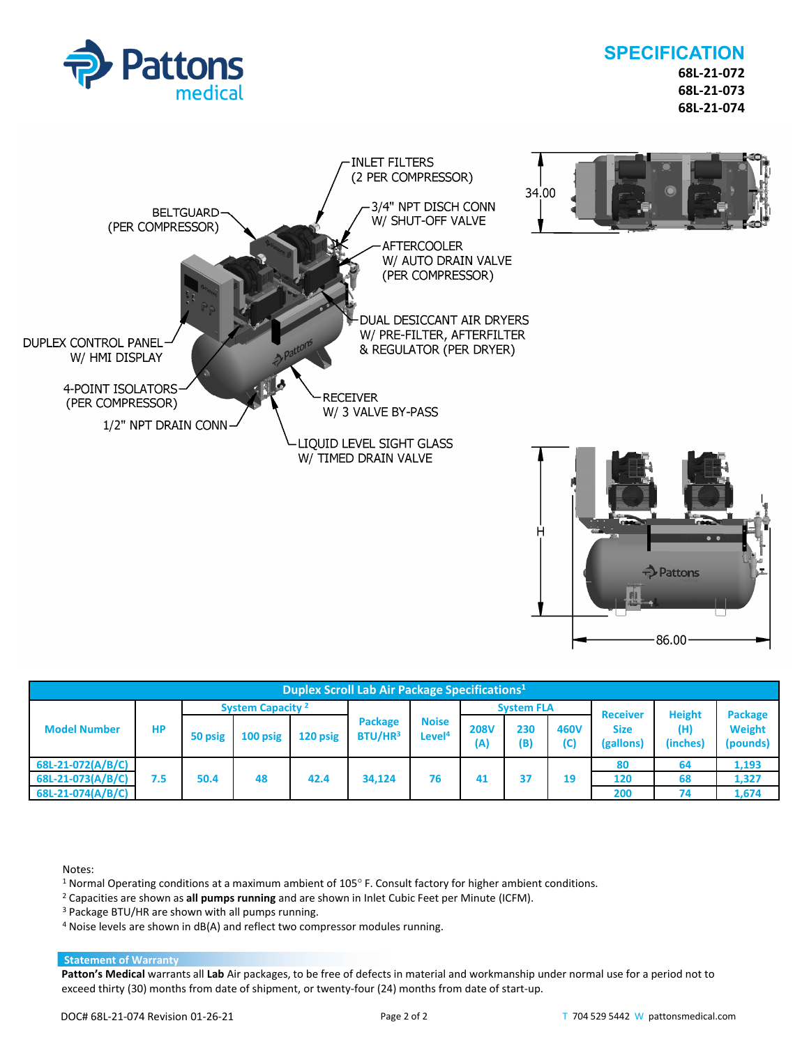**SPECIFICATION**

**68L-21-072**
**68L-21-073**
**68L-21-074**

INLET FILTERS (2 PER COMPRESSOR)

BELTGUARD (PER COMPRESSOR)

3/4" NPT DISCH CONN W/ SHUT-OFF VALVE

AFTERCOOLER W/ AUTO DRAIN VALVE (PER COMPRESSOR)

DUAL DESICCANT AIR DRYERS W/ PRE-FILTER, AFTERFILTER & REGULATOR (PER DRYER)

DUPLEX CONTROL PANEL W/ HMI DISPLAY

4-POINT ISOLATORS (PER COMPRESSOR)

RECEIVER W/ 3 VALVE BY-PASS

1/2" NPT DRAIN CONN

LIQUID LEVEL SIGHT GLASS W/ TIMED DRAIN VALVE

34.00

H

86.00

| Duplex Scroll Lab Air Package Specifications[1] | | | | | | | | | | | | |
|---|---|---|---|---|---|---|---|---|---|---|---|---|
| Model Number | HP | System Capacity [2] | | | Package BTU/HR[3] | Noise Level[4] | System FLA | | | Receiver Size (gallons) | Height (H) (inches) | Package Weight (pounds) |
| | | 50 psig | 100 psig | 120 psig | | | 208V (A) | 230 (B) | 460V (C) | | | |
| 68L-21-072(A/B/C) | 7.5 | 50.4 | 48 | 42.4 | 34,124 | 76 | 41 | 37 | 19 | 80 | 64 | 1,193 |
| 68L-21-073(A/B/C) | | | | | | | | | | 120 | 68 | 1,327 |
| 68L-21-074(A/B/C) | | | | | | | | | | 200 | 74 | 1,674 |

Notes:

[1] Normal Operating conditions at a maximum ambient of 105° F. Consult factory for higher ambient conditions.
[2] Capacities are shown as **all pumps running** and are shown in Inlet Cubic Feet per Minute (ICFM).
[3] Package BTU/HR are shown with all pumps running.
[4] Noise levels are shown in dB(A) and reflect two compressor modules running.

**Statement of Warranty**

**Patton's Medical** warrants all **Lab** Air packages, to be free of defects in material and workmanship under normal use for a period not to exceed thirty (30) months from date of shipment, or twenty-four (24) months from date of start-up.

DOC# 68L-21-074 Revision 01-26-21

T 704 529 5442 W pattonsmedical.com